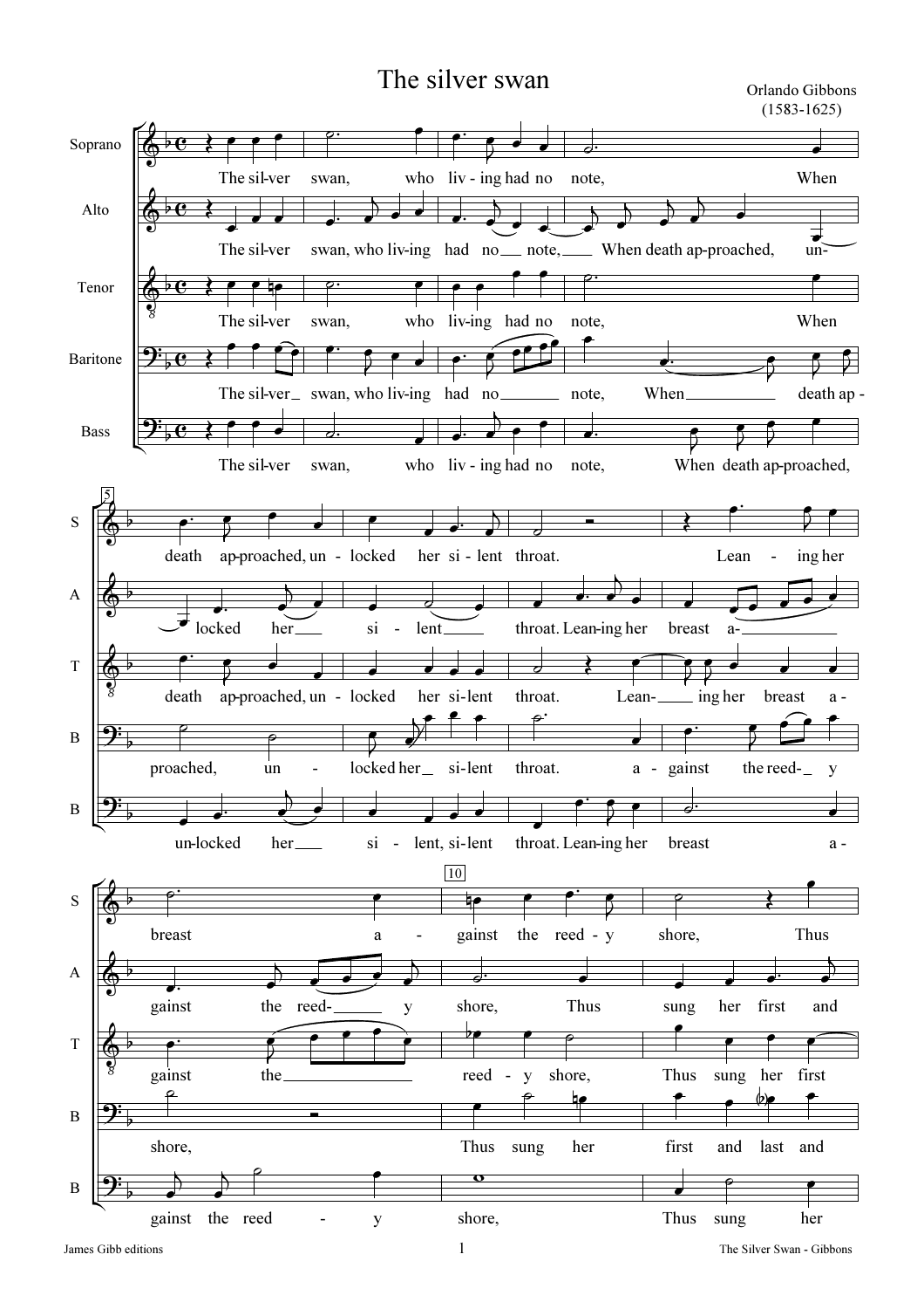# The silver swan

Orlando Gibbons
(1583-1625)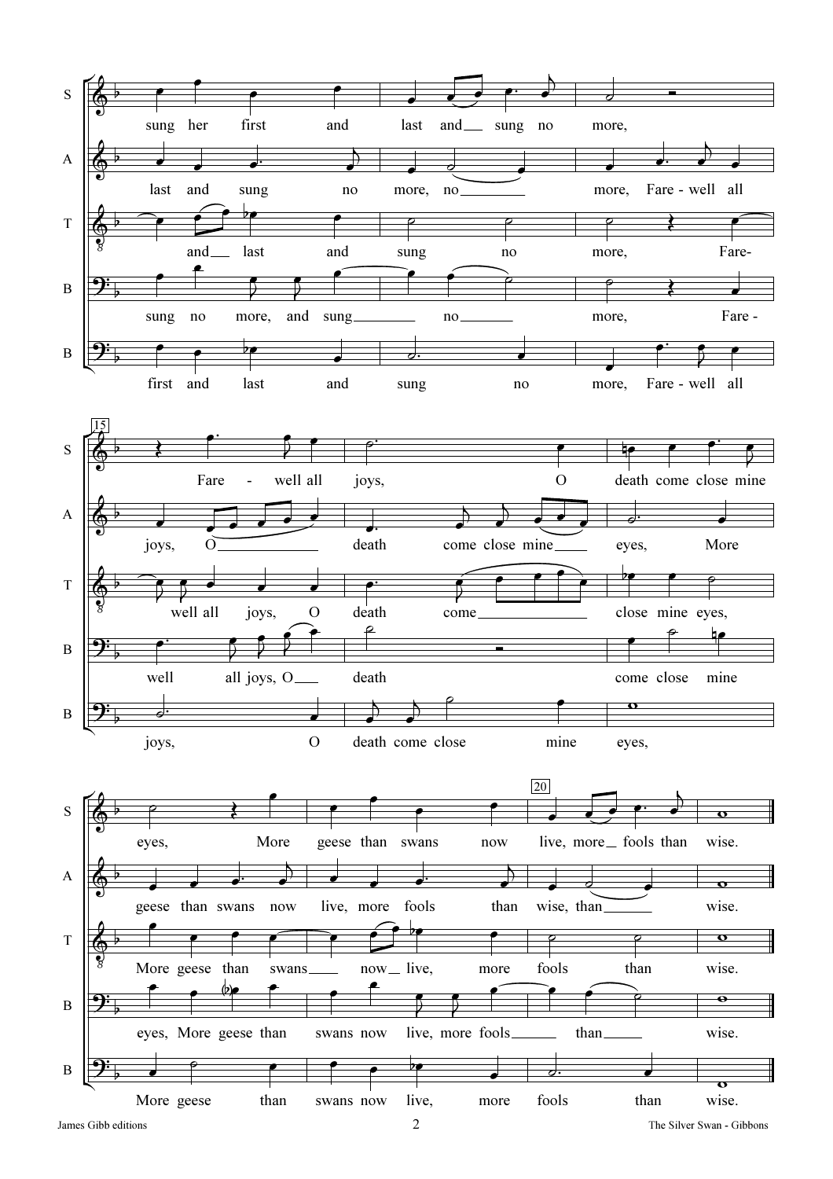S: sung her first and last and__ sung no more,

A: last and sung no more, no________ more, Fare - well all

T: and__ last and sung no more, Fare-

B: sung no more, and sung________ no_______ more, Fare -

B: first and last and sung no more, Fare - well all

15

S: Fare - well all joys, O death come close mine

A: joys, O_____________ death come close mine____ eyes, More

T: well all joys, O death come______________ close mine eyes,

B: well all joys, O___ death come close mine

B: joys, O death come close mine eyes,

20

S: eyes, More geese than swans now live, more__ fools than wise.

A: geese than swans now live, more fools than wise, than______ wise.

T: More geese than swans____ now__ live, more fools than wise.

B: eyes, More geese than swans now live, more fools______ than_____ wise.

B: More geese than swans now live, more fools than wise.